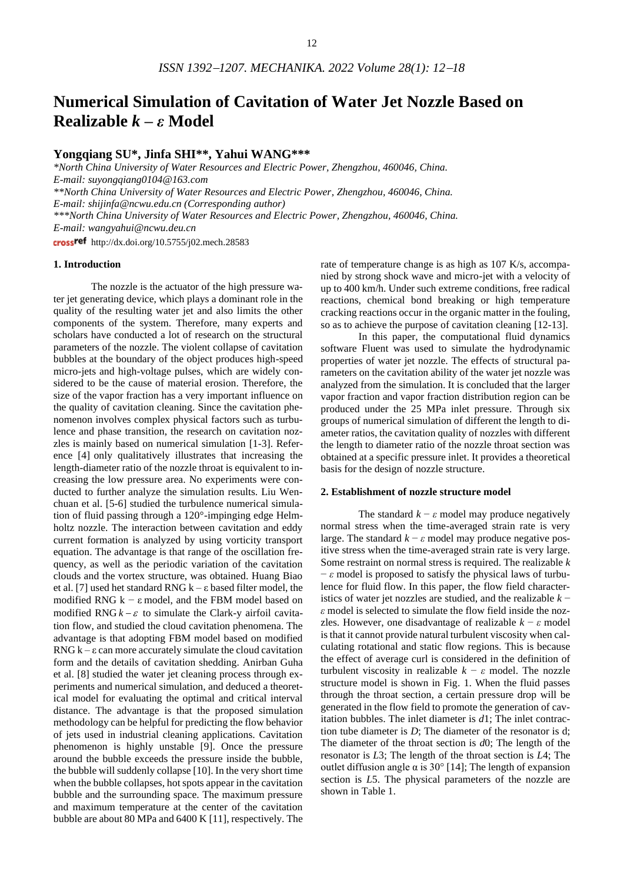# Numerical Simulation of Cavitation of Water Jet Nozzle Based on Realizable $k-\varepsilon$ Model

**Yongqiang SU\*, Jinfa SHI\*\*, Yahui WANG\*\*\***

*\*North China University of Water Resources and Electric Power, Zhengzhou, 460046, China. E-mail: suyongqiang0104@163.com*

*\*\*North China University of Water Resources and Electric Power, Zhengzhou, 460046, China. E-mail: shijinfa@ncwu.edu.cn (Corresponding author)*

*\*\*\*North China University of Water Resources and Electric Power, Zhengzhou, 460046, China. E-mail: wangyahui@ncwu.deu.cn*

crossref http://dx.doi.org/10.5755/j02.mech.28583

## 1. Introduction

The nozzle is the actuator of the high pressure water jet generating device, which plays a dominant role in the quality of the resulting water jet and also limits the other components of the system. Therefore, many experts and scholars have conducted a lot of research on the structural parameters of the nozzle. The violent collapse of cavitation bubbles at the boundary of the object produces high-speed micro-jets and high-voltage pulses, which are widely considered to be the cause of material erosion. Therefore, the size of the vapor fraction has a very important influence on the quality of cavitation cleaning. Since the cavitation phenomenon involves complex physical factors such as turbulence and phase transition, the research on cavitation nozzles is mainly based on numerical simulation [1-3]. Reference [4] only qualitatively illustrates that increasing the length-diameter ratio of the nozzle throat is equivalent to increasing the low pressure area. No experiments were conducted to further analyze the simulation results. Liu Wenchuan et al. [5-6] studied the turbulence numerical simulation of fluid passing through a 120°-impinging edge Helmholtz nozzle. The interaction between cavitation and eddy current formation is analyzed by using vorticity transport equation. The advantage is that range of the oscillation frequency, as well as the periodic variation of the cavitation clouds and the vortex structure, was obtained. Huang Biao et al. [7] used het standard RNG $k-\varepsilon$ based filter model, the modified RNG $k-\varepsilon$ model, and the FBM model based on modified RNG $k-\varepsilon$ to simulate the Clark-y airfoil cavitation flow, and studied the cloud cavitation phenomena. The advantage is that adopting FBM model based on modified RNG $k-\varepsilon$ can more accurately simulate the cloud cavitation form and the details of cavitation shedding. Anirban Guha et al. [8] studied the water jet cleaning process through experiments and numerical simulation, and deduced a theoretical model for evaluating the optimal and critical interval distance. The advantage is that the proposed simulation methodology can be helpful for predicting the flow behavior of jets used in industrial cleaning applications. Cavitation phenomenon is highly unstable [9]. Once the pressure around the bubble exceeds the pressure inside the bubble, the bubble will suddenly collapse [10]. In the very short time when the bubble collapses, hot spots appear in the cavitation bubble and the surrounding space. The maximum pressure and maximum temperature at the center of the cavitation bubble are about 80 MPa and 6400 K [11], respectively. The rate of temperature change is as high as 107 K/s, accompanied by strong shock wave and micro-jet with a velocity of up to 400 km/h. Under such extreme conditions, free radical reactions, chemical bond breaking or high temperature cracking reactions occur in the organic matter in the fouling, so as to achieve the purpose of cavitation cleaning [12-13].

In this paper, the computational fluid dynamics software Fluent was used to simulate the hydrodynamic properties of water jet nozzle. The effects of structural parameters on the cavitation ability of the water jet nozzle was analyzed from the simulation. It is concluded that the larger vapor fraction and vapor fraction distribution region can be produced under the 25 MPa inlet pressure. Through six groups of numerical simulation of different the length to diameter ratios, the cavitation quality of nozzles with different the length to diameter ratio of the nozzle throat section was obtained at a specific pressure inlet. It provides a theoretical basis for the design of nozzle structure.

## 2. Establishment of nozzle structure model

The standard $k-\varepsilon$ model may produce negatively normal stress when the time-averaged strain rate is very large. The standard $k-\varepsilon$ model may produce negative positive stress when the time-averaged strain rate is very large. Some restraint on normal stress is required. The realizable $k-\varepsilon$ model is proposed to satisfy the physical laws of turbulence for fluid flow. In this paper, the flow field characteristics of water jet nozzles are studied, and the realizable $k-\varepsilon$ model is selected to simulate the flow field inside the nozzles. However, one disadvantage of realizable $k-\varepsilon$ model is that it cannot provide natural turbulent viscosity when calculating rotational and static flow regions. This is because the effect of average curl is considered in the definition of turbulent viscosity in realizable $k-\varepsilon$ model. The nozzle structure model is shown in Fig. 1. When the fluid passes through the throat section, a certain pressure drop will be generated in the flow field to promote the generation of cavitation bubbles. The inlet diameter is $d1$; The inlet contraction tube diameter is $D$; The diameter of the resonator is d; The diameter of the throat section is $d0$; The length of the resonator is $L3$; The length of the throat section is $L4$; The outlet diffusion angle α is 30° [14]; The length of expansion section is $L5$. The physical parameters of the nozzle are shown in Table 1.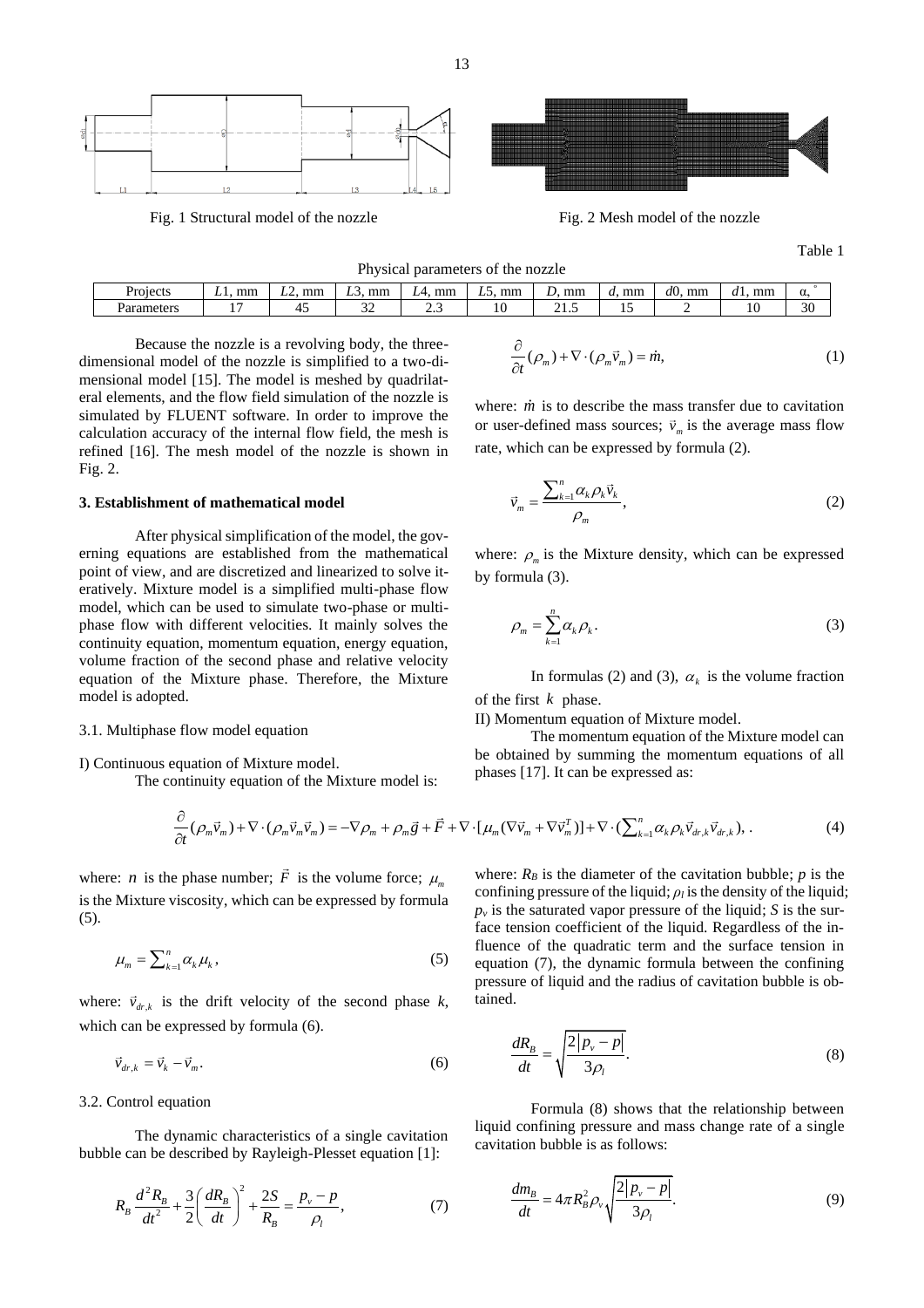Fig. 1 Structural model of the nozzle

Fig. 2 Mesh model of the nozzle

Table 1

Physical parameters of the nozzle

| Projects | $L1$, mm | $L2$, mm | $L3$, mm | $L4$, mm | $L5$, mm | $D$, mm | $d$, mm | $d0$, mm | $d1$, mm | α, ° |
|---|---|---|---|---|---|---|---|---|---|---|
| Parameters | 17 | 45 | 32 | 2.3 | 10 | 21.5 | 15 | 2 | 10 | 30 |

Because the nozzle is a revolving body, the three-dimensional model of the nozzle is simplified to a two-dimensional model [15]. The model is meshed by quadrilateral elements, and the flow field simulation of the nozzle is simulated by FLUENT software. In order to improve the calculation accuracy of the internal flow field, the mesh is refined [16]. The mesh model of the nozzle is shown in Fig. 2.

### 3. Establishment of mathematical model

After physical simplification of the model, the governing equations are established from the mathematical point of view, and are discretized and linearized to solve iteratively. Mixture model is a simplified multi-phase flow model, which can be used to simulate two-phase or multiphase flow with different velocities. It mainly solves the continuity equation, momentum equation, energy equation, volume fraction of the second phase and relative velocity equation of the Mixture phase. Therefore, the Mixture model is adopted.

3.1. Multiphase flow model equation

I) Continuous equation of Mixture model.

The continuity equation of the Mixture model is:

$$\frac{\partial}{\partial t}(\rho_m) + \nabla \cdot (\rho_m \vec{v}_m) = \dot{m}, \tag{1}$$

where: $\dot{m}$ is to describe the mass transfer due to cavitation or user-defined mass sources; $\vec{v}_m$ is the average mass flow rate, which can be expressed by formula (2).

$$\vec{v}_m = \frac{\sum_{k=1}^{n} \alpha_k \rho_k \vec{v}_k}{\rho_m}, \tag{2}$$

where: $\rho_m$ is the Mixture density, which can be expressed by formula (3).

$$\rho_m = \sum_{k=1}^{n} \alpha_k \rho_k. \tag{3}$$

In formulas (2) and (3), $\alpha_k$ is the volume fraction of the first $k$ phase.

II) Momentum equation of Mixture model.

The momentum equation of the Mixture model can be obtained by summing the momentum equations of all phases [17]. It can be expressed as:

$$\frac{\partial}{\partial t}(\rho_m \vec{v}_m) + \nabla \cdot (\rho_m \vec{v}_m \vec{v}_m) = -\nabla \rho_m + \rho_m \vec{g} + \vec{F} + \nabla \cdot [\mu_m (\nabla \vec{v}_m + \nabla \vec{v}_m^T)] + \nabla \cdot (\sum_{k=1}^{n} \alpha_k \rho_k \vec{v}_{dr,k} \vec{v}_{dr,k}), . \tag{4}$$

where: $n$ is the phase number; $\vec{F}$ is the volume force; $\mu_m$ is the Mixture viscosity, which can be expressed by formula (5).

$$\mu_m = \sum_{k=1}^{n} \alpha_k \mu_k, \tag{5}$$

where: $\vec{v}_{dr,k}$ is the drift velocity of the second phase $k$, which can be expressed by formula (6).

$$\vec{v}_{dr,k} = \vec{v}_k - \vec{v}_m. \tag{6}$$

3.2. Control equation

The dynamic characteristics of a single cavitation bubble can be described by Rayleigh-Plesset equation [1]:

$$R_B \frac{d^2 R_B}{dt^2} + \frac{3}{2}\left(\frac{dR_B}{dt}\right)^2 + \frac{2S}{R_B} = \frac{p_v - p}{\rho_l}, \tag{7}$$

where: $R_B$ is the diameter of the cavitation bubble; $p$ is the confining pressure of the liquid; $\rho_l$ is the density of the liquid; $p_v$ is the saturated vapor pressure of the liquid; $S$ is the surface tension coefficient of the liquid. Regardless of the influence of the quadratic term and the surface tension in equation (7), the dynamic formula between the confining pressure of liquid and the radius of cavitation bubble is obtained.

$$\frac{dR_B}{dt} = \sqrt{\frac{2|p_v - p|}{3\rho_l}}. \tag{8}$$

Formula (8) shows that the relationship between liquid confining pressure and mass change rate of a single cavitation bubble is as follows:

$$\frac{dm_B}{dt} = 4\pi R_B^2 \rho_v \sqrt{\frac{2|p_v - p|}{3\rho_l}}. \tag{9}$$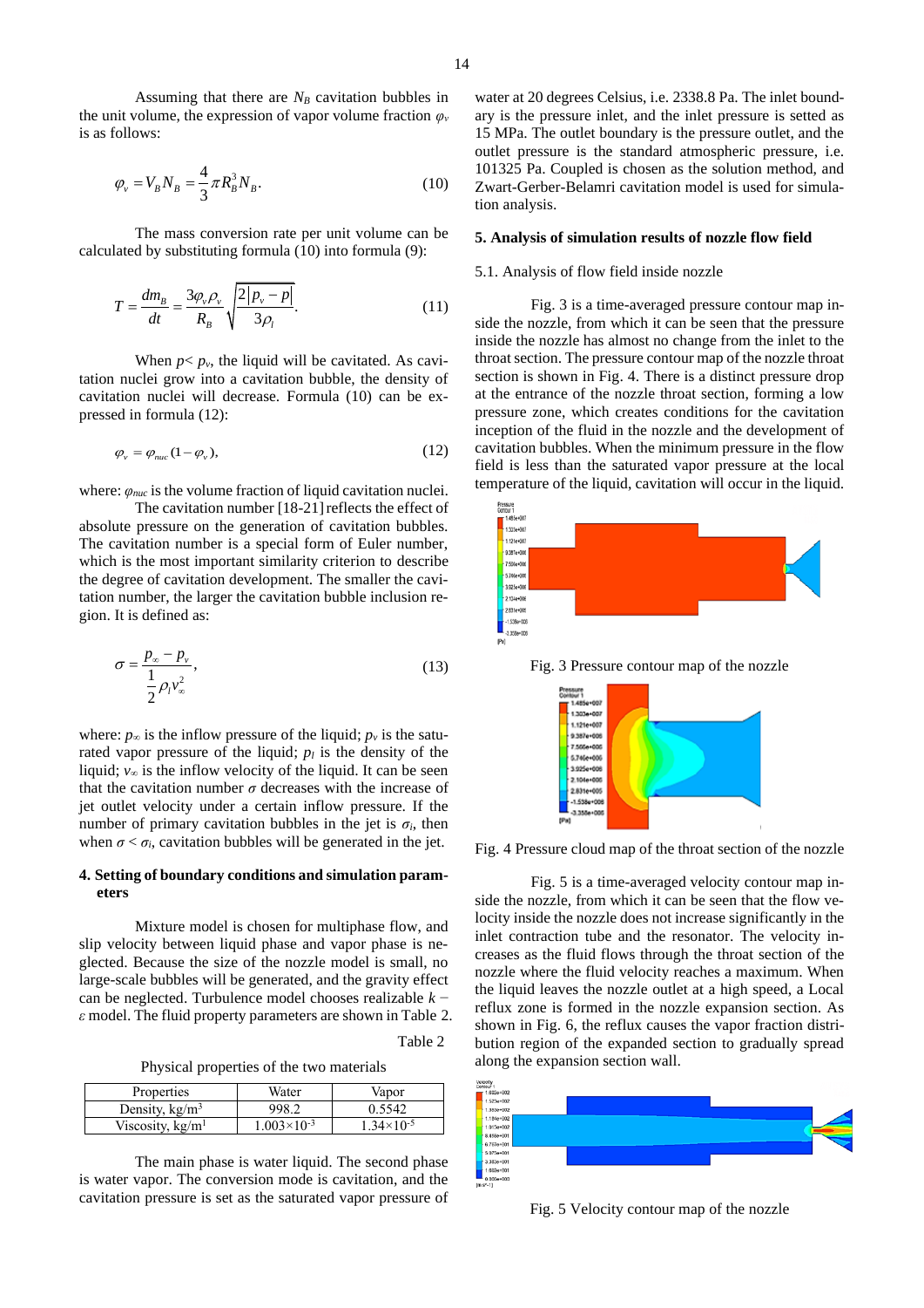Assuming that there are $N_B$ cavitation bubbles in the unit volume, the expression of vapor volume fraction $\varphi_v$ is as follows:

$$\varphi_v = V_B N_B = \frac{4}{3}\pi R_B^3 N_B. \tag{10}$$

The mass conversion rate per unit volume can be calculated by substituting formula (10) into formula (9):

$$T = \frac{dm_B}{dt} = \frac{3\varphi_v \rho_v}{R_B}\sqrt{\frac{2|p_v - p|}{3\rho_l}}. \tag{11}$$

When $p < p_v$, the liquid will be cavitated. As cavitation nuclei grow into a cavitation bubble, the density of cavitation nuclei will decrease. Formula (10) can be expressed in formula (12):

$$\varphi_v = \varphi_{nuc}(1 - \varphi_v), \tag{12}$$

where: $\varphi_{nuc}$ is the volume fraction of liquid cavitation nuclei.

The cavitation number [18-21] reflects the effect of absolute pressure on the generation of cavitation bubbles. The cavitation number is a special form of Euler number, which is the most important similarity criterion to describe the degree of cavitation development. The smaller the cavitation number, the larger the cavitation bubble inclusion region. It is defined as:

$$\sigma = \frac{p_\infty - p_v}{\frac{1}{2}\rho_l v_\infty^2}, \tag{13}$$

where: $p_\infty$ is the inflow pressure of the liquid; $p_v$ is the saturated vapor pressure of the liquid; $p_l$ is the density of the liquid; $v_\infty$ is the inflow velocity of the liquid. It can be seen that the cavitation number $\sigma$ decreases with the increase of jet outlet velocity under a certain inflow pressure. If the number of primary cavitation bubbles in the jet is $\sigma_i$, then when $\sigma < \sigma_i$, cavitation bubbles will be generated in the jet.

## 4. Setting of boundary conditions and simulation parameters

Mixture model is chosen for multiphase flow, and slip velocity between liquid phase and vapor phase is neglected. Because the size of the nozzle model is small, no large-scale bubbles will be generated, and the gravity effect can be neglected. Turbulence model chooses realizable $k-\varepsilon$ model. The fluid property parameters are shown in Table 2.

Table 2

Physical properties of the two materials

| Properties | Water | Vapor |
|---|---|---|
| Density, kg/m$^3$ | 998.2 | 0.5542 |
| Viscosity, kg/m$^1$ | $1.003\times10^{-3}$ | $1.34\times10^{-5}$ |

The main phase is water liquid. The second phase is water vapor. The conversion mode is cavitation, and the cavitation pressure is set as the saturated vapor pressure of water at 20 degrees Celsius, i.e. 2338.8 Pa. The inlet boundary is the pressure inlet, and the inlet pressure is setted as 15 MPa. The outlet boundary is the pressure outlet, and the outlet pressure is the standard atmospheric pressure, i.e. 101325 Pa. Coupled is chosen as the solution method, and Zwart-Gerber-Belamri cavitation model is used for simulation analysis.

## 5. Analysis of simulation results of nozzle flow field

### 5.1. Analysis of flow field inside nozzle

Fig. 3 is a time-averaged pressure contour map inside the nozzle, from which it can be seen that the pressure inside the nozzle has almost no change from the inlet to the throat section. The pressure contour map of the nozzle throat section is shown in Fig. 4. There is a distinct pressure drop at the entrance of the nozzle throat section, forming a low pressure zone, which creates conditions for the cavitation inception of the fluid in the nozzle and the development of cavitation bubbles. When the minimum pressure in the flow field is less than the saturated vapor pressure at the local temperature of the liquid, cavitation will occur in the liquid.

Fig. 3 Pressure contour map of the nozzle

Fig. 4 Pressure cloud map of the throat section of the nozzle

Fig. 5 is a time-averaged velocity contour map inside the nozzle, from which it can be seen that the flow velocity inside the nozzle does not increase significantly in the inlet contraction tube and the resonator. The velocity increases as the fluid flows through the throat section of the nozzle where the fluid velocity reaches a maximum. When the liquid leaves the nozzle outlet at a high speed, a Local reflux zone is formed in the nozzle expansion section. As shown in Fig. 6, the reflux causes the vapor fraction distribution region of the expanded section to gradually spread along the expansion section wall.

Fig. 5 Velocity contour map of the nozzle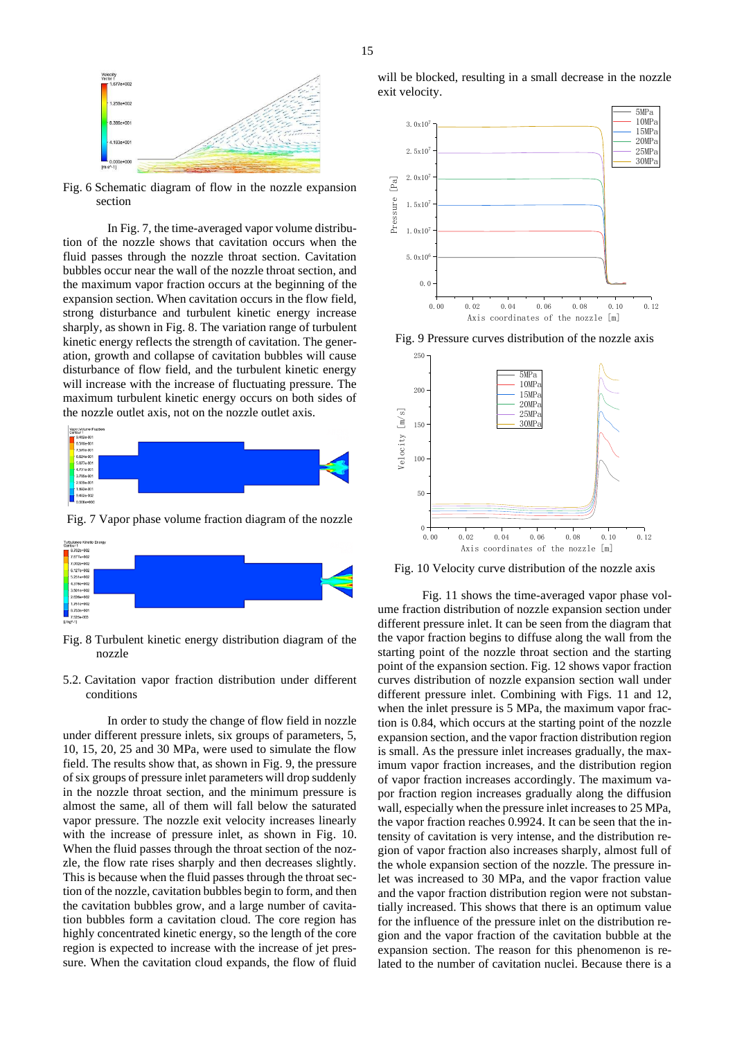Fig. 6 Schematic diagram of flow in the nozzle expansion section

In Fig. 7, the time-averaged vapor volume distribution of the nozzle shows that cavitation occurs when the fluid passes through the nozzle throat section. Cavitation bubbles occur near the wall of the nozzle throat section, and the maximum vapor fraction occurs at the beginning of the expansion section. When cavitation occurs in the flow field, strong disturbance and turbulent kinetic energy increase sharply, as shown in Fig. 8. The variation range of turbulent kinetic energy reflects the strength of cavitation. The generation, growth and collapse of cavitation bubbles will cause disturbance of flow field, and the turbulent kinetic energy will increase with the increase of fluctuating pressure. The maximum turbulent kinetic energy occurs on both sides of the nozzle outlet axis, not on the nozzle outlet axis.

Fig. 7 Vapor phase volume fraction diagram of the nozzle

Fig. 8 Turbulent kinetic energy distribution diagram of the nozzle

## 5.2. Cavitation vapor fraction distribution under different conditions

In order to study the change of flow field in nozzle under different pressure inlets, six groups of parameters, 5, 10, 15, 20, 25 and 30 MPa, were used to simulate the flow field. The results show that, as shown in Fig. 9, the pressure of six groups of pressure inlet parameters will drop suddenly in the nozzle throat section, and the minimum pressure is almost the same, all of them will fall below the saturated vapor pressure. The nozzle exit velocity increases linearly with the increase of pressure inlet, as shown in Fig. 10. When the fluid passes through the throat section of the nozzle, the flow rate rises sharply and then decreases slightly. This is because when the fluid passes through the throat section of the nozzle, cavitation bubbles begin to form, and then the cavitation bubbles grow, and a large number of cavitation bubbles form a cavitation cloud. The core region has highly concentrated kinetic energy, so the length of the core region is expected to increase with the increase of jet pressure. When the cavitation cloud expands, the flow of fluid will be blocked, resulting in a small decrease in the nozzle exit velocity.

Fig. 9 Pressure curves distribution of the nozzle axis

Fig. 10 Velocity curve distribution of the nozzle axis

Fig. 11 shows the time-averaged vapor phase volume fraction distribution of nozzle expansion section under different pressure inlet. It can be seen from the diagram that the vapor fraction begins to diffuse along the wall from the starting point of the nozzle throat section and the starting point of the expansion section. Fig. 12 shows vapor fraction curves distribution of nozzle expansion section wall under different pressure inlet. Combining with Figs. 11 and 12, when the inlet pressure is 5 MPa, the maximum vapor fraction is 0.84, which occurs at the starting point of the nozzle expansion section, and the vapor fraction distribution region is small. As the pressure inlet increases gradually, the maximum vapor fraction increases, and the distribution region of vapor fraction increases accordingly. The maximum vapor fraction region increases gradually along the diffusion wall, especially when the pressure inlet increases to 25 MPa, the vapor fraction reaches 0.9924. It can be seen that the intensity of cavitation is very intense, and the distribution region of vapor fraction also increases sharply, almost full of the whole expansion section of the nozzle. The pressure inlet was increased to 30 MPa, and the vapor fraction value and the vapor fraction distribution region were not substantially increased. This shows that there is an optimum value for the influence of the pressure inlet on the distribution region and the vapor fraction of the cavitation bubble at the expansion section. The reason for this phenomenon is related to the number of cavitation nuclei. Because there is a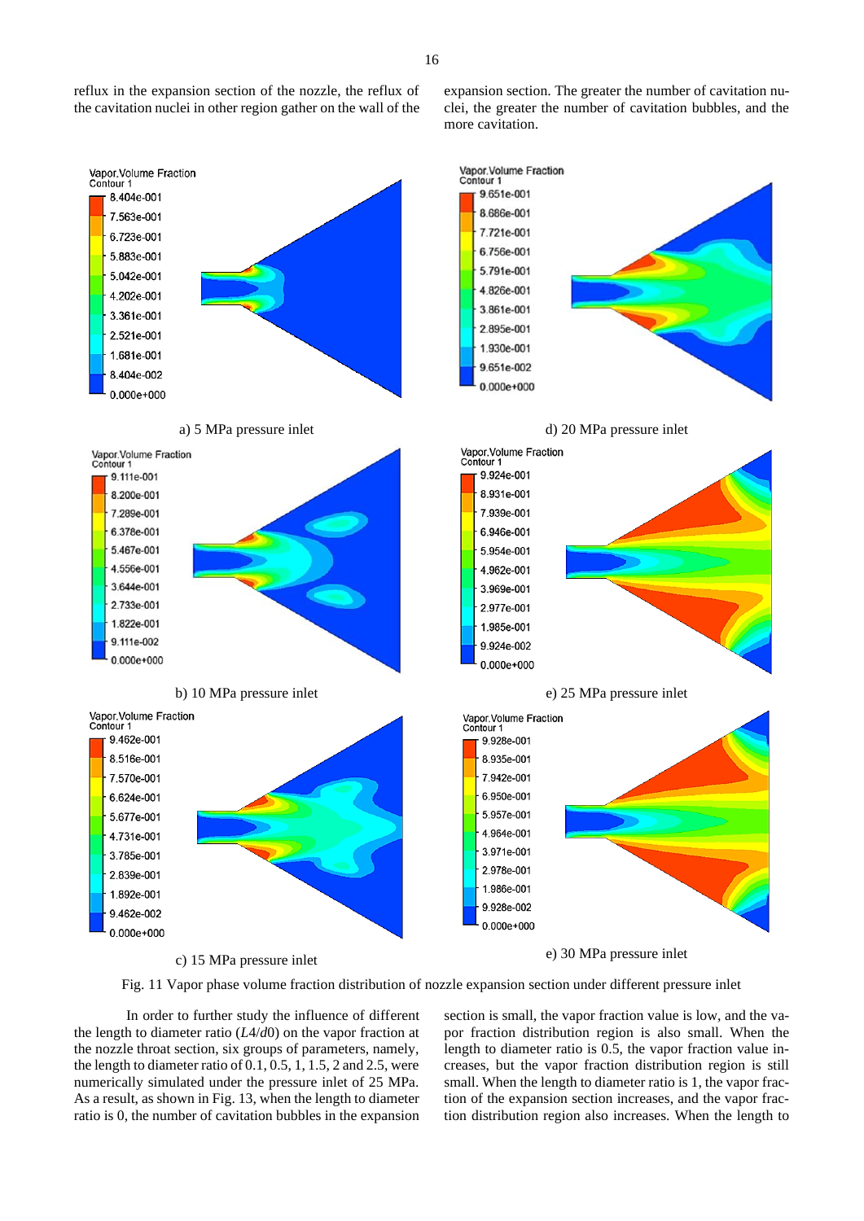reflux in the expansion section of the nozzle, the reflux of the cavitation nuclei in other region gather on the wall of the expansion section. The greater the number of cavitation nuclei, the greater the number of cavitation bubbles, and the more cavitation.

a) 5 MPa pressure inlet

d) 20 MPa pressure inlet

b) 10 MPa pressure inlet

e) 25 MPa pressure inlet

c) 15 MPa pressure inlet

e) 30 MPa pressure inlet

Fig. 11 Vapor phase volume fraction distribution of nozzle expansion section under different pressure inlet

In order to further study the influence of different the length to diameter ratio ($L4/d0$) on the vapor fraction at the nozzle throat section, six groups of parameters, namely, the length to diameter ratio of 0.1, 0.5, 1, 1.5, 2 and 2.5, were numerically simulated under the pressure inlet of 25 MPa. As a result, as shown in Fig. 13, when the length to diameter ratio is 0, the number of cavitation bubbles in the expansion section is small, the vapor fraction value is low, and the vapor fraction distribution region is also small. When the length to diameter ratio is 0.5, the vapor fraction value increases, but the vapor fraction distribution region is still small. When the length to diameter ratio is 1, the vapor fraction of the expansion section increases, and the vapor fraction distribution region also increases. When the length to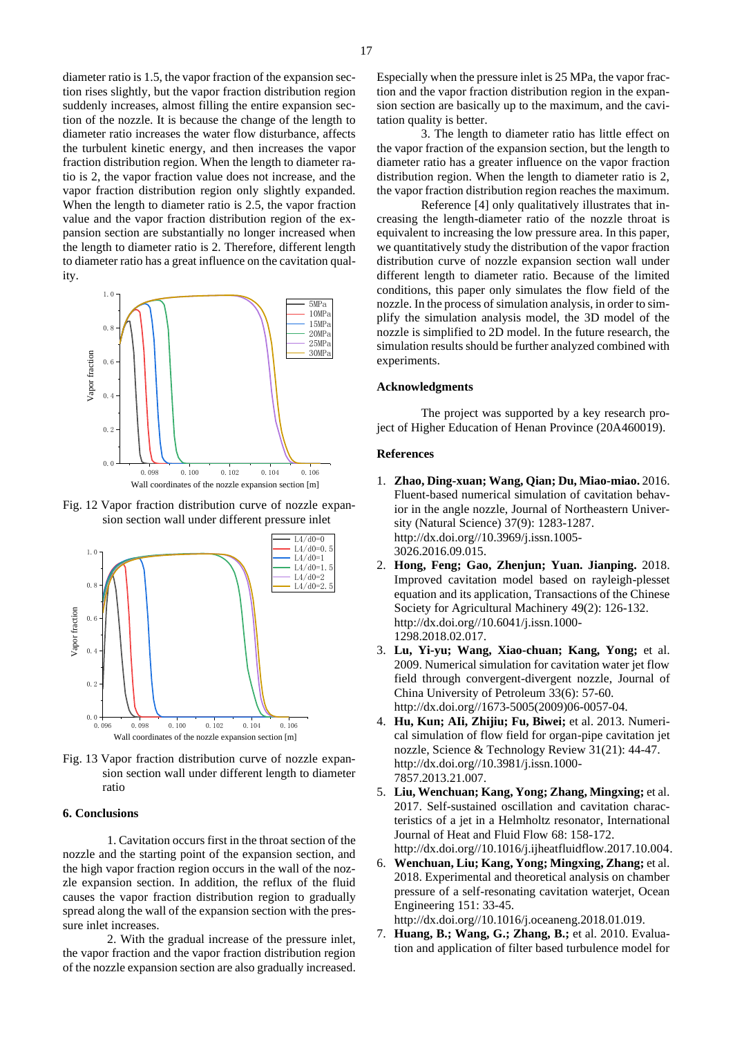diameter ratio is 1.5, the vapor fraction of the expansion section rises slightly, but the vapor fraction distribution region suddenly increases, almost filling the entire expansion section of the nozzle. It is because the change of the length to diameter ratio increases the water flow disturbance, affects the turbulent kinetic energy, and then increases the vapor fraction distribution region. When the length to diameter ratio is 2, the vapor fraction value does not increase, and the vapor fraction distribution region only slightly expanded. When the length to diameter ratio is 2.5, the vapor fraction value and the vapor fraction distribution region of the expansion section are substantially no longer increased when the length to diameter ratio is 2. Therefore, different length to diameter ratio has a great influence on the cavitation quality.

Fig. 12 Vapor fraction distribution curve of nozzle expansion section wall under different pressure inlet

Fig. 13 Vapor fraction distribution curve of nozzle expansion section wall under different length to diameter ratio

## 6. Conclusions

1. Cavitation occurs first in the throat section of the nozzle and the starting point of the expansion section, and the high vapor fraction region occurs in the wall of the nozzle expansion section. In addition, the reflux of the fluid causes the vapor fraction distribution region to gradually spread along the wall of the expansion section with the pressure inlet increases.

2. With the gradual increase of the pressure inlet, the vapor fraction and the vapor fraction distribution region of the nozzle expansion section are also gradually increased. Especially when the pressure inlet is 25 MPa, the vapor fraction and the vapor fraction distribution region in the expansion section are basically up to the maximum, and the cavitation quality is better.

3. The length to diameter ratio has little effect on the vapor fraction of the expansion section, but the length to diameter ratio has a greater influence on the vapor fraction distribution region. When the length to diameter ratio is 2, the vapor fraction distribution region reaches the maximum.

Reference [4] only qualitatively illustrates that increasing the length-diameter ratio of the nozzle throat is equivalent to increasing the low pressure area. In this paper, we quantitatively study the distribution of the vapor fraction distribution curve of nozzle expansion section wall under different length to diameter ratio. Because of the limited conditions, this paper only simulates the flow field of the nozzle. In the process of simulation analysis, in order to simplify the simulation analysis model, the 3D model of the nozzle is simplified to 2D model. In the future research, the simulation results should be further analyzed combined with experiments.

### Acknowledgments

The project was supported by a key research project of Higher Education of Henan Province (20A460019).

### References

1. **Zhao, Ding-xuan; Wang, Qian; Du, Miao-miao.** 2016. Fluent-based numerical simulation of cavitation behavior in the angle nozzle, Journal of Northeastern University (Natural Science) 37(9): 1283-1287. http://dx.doi.org//10.3969/j.issn.1005-3026.2016.09.015.
2. **Hong, Feng; Gao, Zhenjun; Yuan. Jianping.** 2018. Improved cavitation model based on rayleigh-plesset equation and its application, Transactions of the Chinese Society for Agricultural Machinery 49(2): 126-132. http://dx.doi.org//10.6041/j.issn.1000-1298.2018.02.017.
3. **Lu, Yi-yu; Wang, Xiao-chuan; Kang, Yong;** et al. 2009. Numerical simulation for cavitation water jet flow field through convergent-divergent nozzle, Journal of China University of Petroleum 33(6): 57-60. http://dx.doi.org//1673-5005(2009)06-0057-04.
4. **Hu, Kun; AIi, Zhijiu; Fu, Biwei;** et al. 2013. Numerical simulation of flow field for organ-pipe cavitation jet nozzle, Science & Technology Review 31(21): 44-47. http://dx.doi.org//10.3981/j.issn.1000-7857.2013.21.007.
5. **Liu, Wenchuan; Kang, Yong; Zhang, Mingxing;** et al. 2017. Self-sustained oscillation and cavitation characteristics of a jet in a Helmholtz resonator, International Journal of Heat and Fluid Flow 68: 158-172. http://dx.doi.org//10.1016/j.ijheatfluidflow.2017.10.004.
6. **Wenchuan, Liu; Kang, Yong; Mingxing, Zhang;** et al. 2018. Experimental and theoretical analysis on chamber pressure of a self-resonating cavitation waterjet, Ocean Engineering 151: 33-45. http://dx.doi.org//10.1016/j.oceaneng.2018.01.019.
7. **Huang, B.; Wang, G.; Zhang, B.;** et al. 2010. Evaluation and application of filter based turbulence model for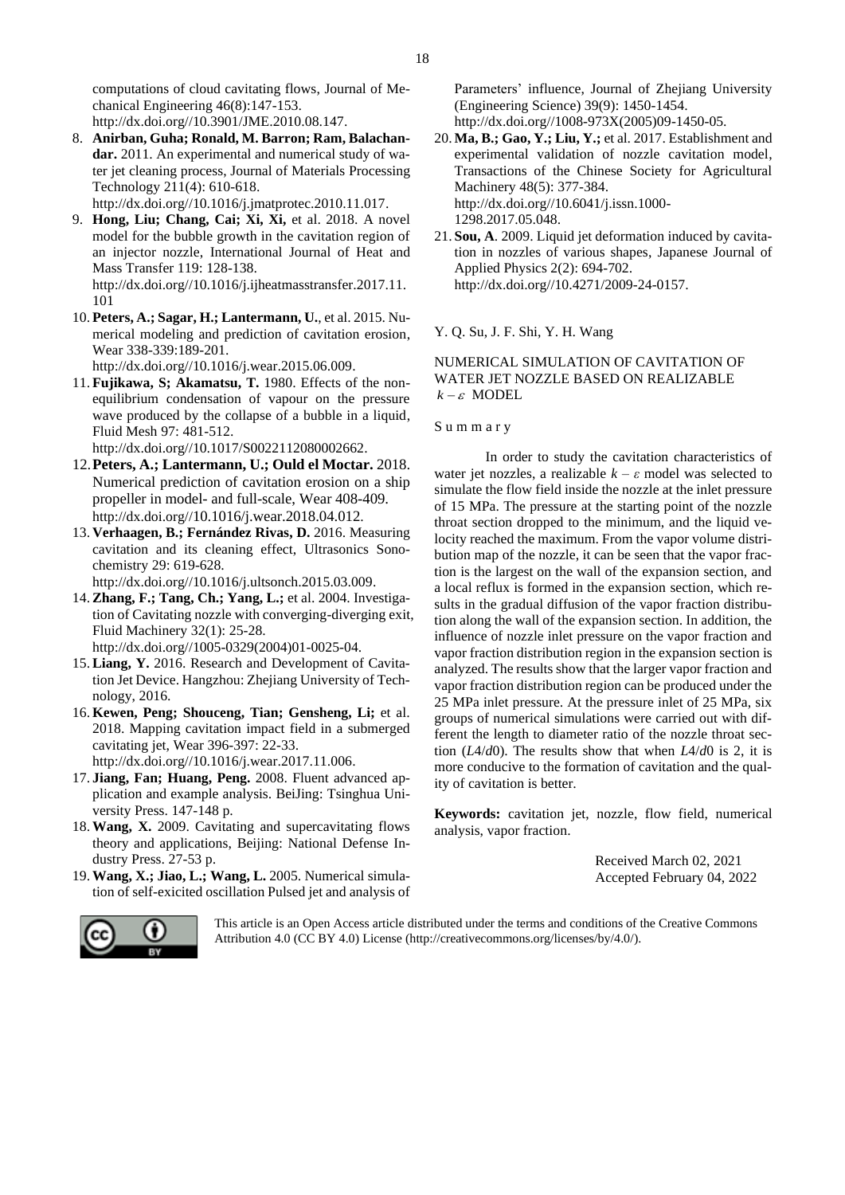computations of cloud cavitating flows, Journal of Mechanical Engineering 46(8):147-153. http://dx.doi.org//10.3901/JME.2010.08.147.

8. **Anirban, Guha; Ronald, M. Barron; Ram, Balachandar.** 2011. An experimental and numerical study of water jet cleaning process, Journal of Materials Processing Technology 211(4): 610-618. http://dx.doi.org//10.1016/j.jmatprotec.2010.11.017.
9. **Hong, Liu; Chang, Cai; Xi, Xi,** et al. 2018. A novel model for the bubble growth in the cavitation region of an injector nozzle, International Journal of Heat and Mass Transfer 119: 128-138. http://dx.doi.org//10.1016/j.ijheatmasstransfer.2017.11.101
10. **Peters, A.; Sagar, H.; Lantermann, U.**, et al. 2015. Numerical modeling and prediction of cavitation erosion, Wear 338-339:189-201. http://dx.doi.org//10.1016/j.wear.2015.06.009.
11. **Fujikawa, S; Akamatsu, T.** 1980. Effects of the non-equilibrium condensation of vapour on the pressure wave produced by the collapse of a bubble in a liquid, Fluid Mesh 97: 481-512. http://dx.doi.org//10.1017/S0022112080002662.
12. **Peters, A.; Lantermann, U.; Ould el Moctar.** 2018. Numerical prediction of cavitation erosion on a ship propeller in model- and full-scale, Wear 408-409. http://dx.doi.org//10.1016/j.wear.2018.04.012.
13. **Verhaagen, B.; Fernández Rivas, D.** 2016. Measuring cavitation and its cleaning effect, Ultrasonics Sonochemistry 29: 619-628. http://dx.doi.org//10.1016/j.ultsonch.2015.03.009.
14. **Zhang, F.; Tang, Ch.; Yang, L.;** et al. 2004. Investigation of Cavitating nozzle with converging-diverging exit, Fluid Machinery 32(1): 25-28. http://dx.doi.org//1005-0329(2004)01-0025-04.
15. **Liang, Y.** 2016. Research and Development of Cavitation Jet Device. Hangzhou: Zhejiang University of Technology, 2016.
16. **Kewen, Peng; Shouceng, Tian; Gensheng, Li;** et al. 2018. Mapping cavitation impact field in a submerged cavitating jet, Wear 396-397: 22-33. http://dx.doi.org//10.1016/j.wear.2017.11.006.
17. **Jiang, Fan; Huang, Peng.** 2008. Fluent advanced application and example analysis. BeiJing: Tsinghua University Press. 147-148 p.
18. **Wang, X.** 2009. Cavitating and supercavitating flows theory and applications, Beijing: National Defense Industry Press. 27-53 p.
19. **Wang, X.; Jiao, L.; Wang, L.** 2005. Numerical simulation of self-exicited oscillation Pulsed jet and analysis of Parameters' influence, Journal of Zhejiang University (Engineering Science) 39(9): 1450-1454. http://dx.doi.org//1008-973X(2005)09-1450-05.
20. **Ma, B.; Gao, Y.; Liu, Y.;** et al. 2017. Establishment and experimental validation of nozzle cavitation model, Transactions of the Chinese Society for Agricultural Machinery 48(5): 377-384. http://dx.doi.org//10.6041/j.issn.1000-1298.2017.05.048.
21. **Sou, A**. 2009. Liquid jet deformation induced by cavitation in nozzles of various shapes, Japanese Journal of Applied Physics 2(2): 694-702. http://dx.doi.org//10.4271/2009-24-0157.

Y. Q. Su, J. F. Shi, Y. H. Wang

NUMERICAL SIMULATION OF CAVITATION OF WATER JET NOZZLE BASED ON REALIZABLE $k-\varepsilon$ MODEL

S u m m a r y

In order to study the cavitation characteristics of water jet nozzles, a realizable $k-\varepsilon$ model was selected to simulate the flow field inside the nozzle at the inlet pressure of 15 MPa. The pressure at the starting point of the nozzle throat section dropped to the minimum, and the liquid velocity reached the maximum. From the vapor volume distribution map of the nozzle, it can be seen that the vapor fraction is the largest on the wall of the expansion section, and a local reflux is formed in the expansion section, which results in the gradual diffusion of the vapor fraction distribution along the wall of the expansion section. In addition, the influence of nozzle inlet pressure on the vapor fraction and vapor fraction distribution region in the expansion section is analyzed. The results show that the larger vapor fraction and vapor fraction distribution region can be produced under the 25 MPa inlet pressure. At the pressure inlet of 25 MPa, six groups of numerical simulations were carried out with different the length to diameter ratio of the nozzle throat section ($L4/d0$). The results show that when $L4/d0$ is 2, it is more conducive to the formation of cavitation and the quality of cavitation is better.

**Keywords:** cavitation jet, nozzle, flow field, numerical analysis, vapor fraction.

Received March 02, 2021
Accepted February 04, 2022

This article is an Open Access article distributed under the terms and conditions of the Creative Commons Attribution 4.0 (CC BY 4.0) License (http://creativecommons.org/licenses/by/4.0/).